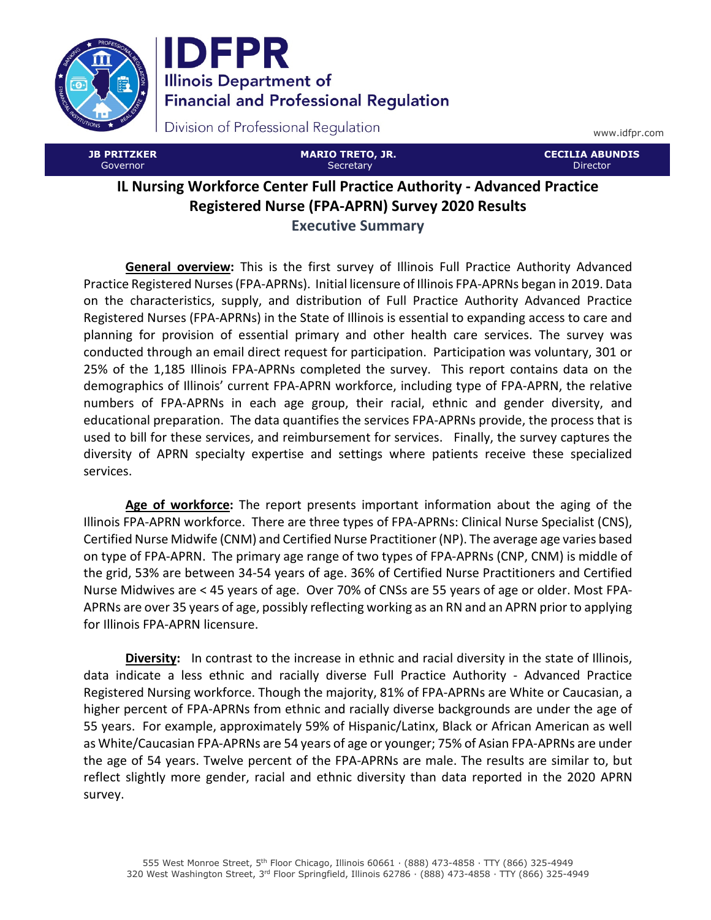# IDFPR

**Illinois Department of Financial and Professional Regulation**

Division of Professional Regulation

www.idfpr.com

| JB PRITZKER | MARIO TRETO, JR. | CECILIA ABUNDIS |
|---|---|---|
| Governor | Secretary | Director |

## IL Nursing Workforce Center Full Practice Authority - Advanced Practice Registered Nurse (FPA-APRN) Survey 2020 Results

### Executive Summary

**General overview:** This is the first survey of Illinois Full Practice Authority Advanced Practice Registered Nurses (FPA-APRNs). Initial licensure of Illinois FPA-APRNs began in 2019. Data on the characteristics, supply, and distribution of Full Practice Authority Advanced Practice Registered Nurses (FPA-APRNs) in the State of Illinois is essential to expanding access to care and planning for provision of essential primary and other health care services. The survey was conducted through an email direct request for participation. Participation was voluntary, 301 or 25% of the 1,185 Illinois FPA-APRNs completed the survey. This report contains data on the demographics of Illinois' current FPA-APRN workforce, including type of FPA-APRN, the relative numbers of FPA-APRNs in each age group, their racial, ethnic and gender diversity, and educational preparation. The data quantifies the services FPA-APRNs provide, the process that is used to bill for these services, and reimbursement for services. Finally, the survey captures the diversity of APRN specialty expertise and settings where patients receive these specialized services.

**Age of workforce:** The report presents important information about the aging of the Illinois FPA-APRN workforce. There are three types of FPA-APRNs: Clinical Nurse Specialist (CNS), Certified Nurse Midwife (CNM) and Certified Nurse Practitioner (NP). The average age varies based on type of FPA-APRN. The primary age range of two types of FPA-APRNs (CNP, CNM) is middle of the grid, 53% are between 34-54 years of age. 36% of Certified Nurse Practitioners and Certified Nurse Midwives are < 45 years of age. Over 70% of CNSs are 55 years of age or older. Most FPA-APRNs are over 35 years of age, possibly reflecting working as an RN and an APRN prior to applying for Illinois FPA-APRN licensure.

**Diversity:** In contrast to the increase in ethnic and racial diversity in the state of Illinois, data indicate a less ethnic and racially diverse Full Practice Authority - Advanced Practice Registered Nursing workforce. Though the majority, 81% of FPA-APRNs are White or Caucasian, a higher percent of FPA-APRNs from ethnic and racially diverse backgrounds are under the age of 55 years. For example, approximately 59% of Hispanic/Latinx, Black or African American as well as White/Caucasian FPA-APRNs are 54 years of age or younger; 75% of Asian FPA-APRNs are under the age of 54 years. Twelve percent of the FPA-APRNs are male. The results are similar to, but reflect slightly more gender, racial and ethnic diversity than data reported in the 2020 APRN survey.

555 West Monroe Street, 5th Floor Chicago, Illinois 60661 · (888) 473-4858 · TTY (866) 325-4949
320 West Washington Street, 3rd Floor Springfield, Illinois 62786 · (888) 473-4858 · TTY (866) 325-4949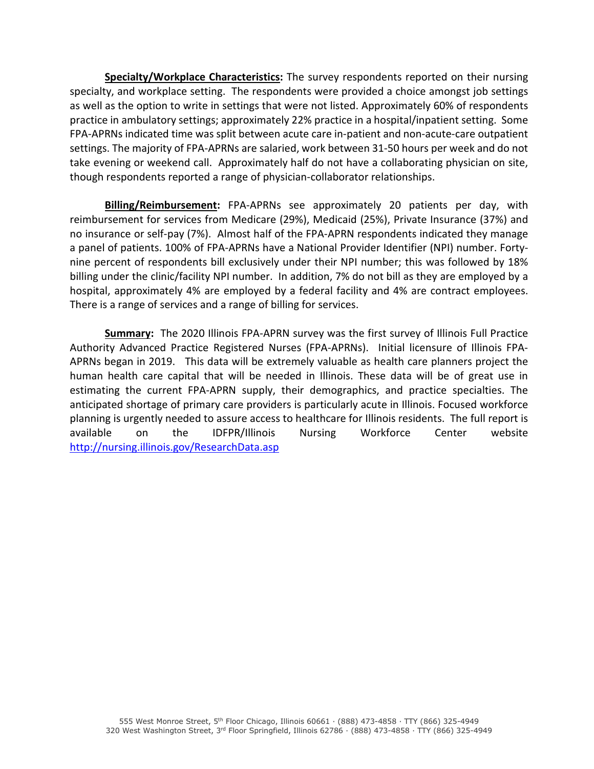**Specialty/Workplace Characteristics:** The survey respondents reported on their nursing specialty, and workplace setting. The respondents were provided a choice amongst job settings as well as the option to write in settings that were not listed. Approximately 60% of respondents practice in ambulatory settings; approximately 22% practice in a hospital/inpatient setting. Some FPA-APRNs indicated time was split between acute care in-patient and non-acute-care outpatient settings. The majority of FPA-APRNs are salaried, work between 31-50 hours per week and do not take evening or weekend call. Approximately half do not have a collaborating physician on site, though respondents reported a range of physician-collaborator relationships.

**Billing/Reimbursement:** FPA-APRNs see approximately 20 patients per day, with reimbursement for services from Medicare (29%), Medicaid (25%), Private Insurance (37%) and no insurance or self-pay (7%). Almost half of the FPA-APRN respondents indicated they manage a panel of patients. 100% of FPA-APRNs have a National Provider Identifier (NPI) number. Forty-nine percent of respondents bill exclusively under their NPI number; this was followed by 18% billing under the clinic/facility NPI number. In addition, 7% do not bill as they are employed by a hospital, approximately 4% are employed by a federal facility and 4% are contract employees. There is a range of services and a range of billing for services.

**Summary:** The 2020 Illinois FPA-APRN survey was the first survey of Illinois Full Practice Authority Advanced Practice Registered Nurses (FPA-APRNs). Initial licensure of Illinois FPA-APRNs began in 2019. This data will be extremely valuable as health care planners project the human health care capital that will be needed in Illinois. These data will be of great use in estimating the current FPA-APRN supply, their demographics, and practice specialties. The anticipated shortage of primary care providers is particularly acute in Illinois. Focused workforce planning is urgently needed to assure access to healthcare for Illinois residents. The full report is available on the IDFPR/Illinois Nursing Workforce Center website http://nursing.illinois.gov/ResearchData.asp